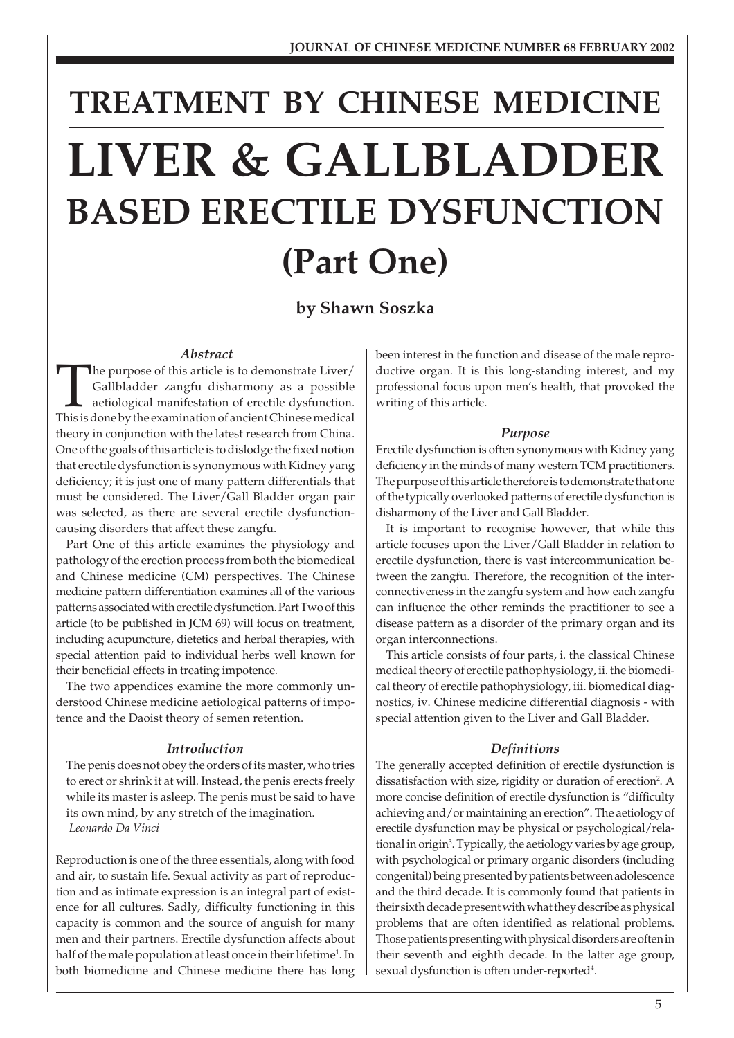# TREATMENT BY CHINESE MEDICINE

# LIVER & GALLBLADDER BASED ERECTILE DYSFUNCTION (Part One)

**by Shawn Soszka**

### *Abstract*

The purpose of this article is to demonstrate Liver/Gallbladder zangfu disharmony as a possible aetiological manifestation of erectile dysfunction. This is done by the examination of ancient Chinese medical theory in conjunction with the latest research from China. One of the goals of this article is to dislodge the fixed notion that erectile dysfunction is synonymous with Kidney yang deficiency; it is just one of many pattern differentials that must be considered. The Liver/Gall Bladder organ pair was selected, as there are several erectile dysfunction-causing disorders that affect these zangfu.

Part One of this article examines the physiology and pathology of the erection process from both the biomedical and Chinese medicine (CM) perspectives. The Chinese medicine pattern differentiation examines all of the various patterns associated with erectile dysfunction. Part Two of this article (to be published in JCM 69) will focus on treatment, including acupuncture, dietetics and herbal therapies, with special attention paid to individual herbs well known for their beneficial effects in treating impotence.

The two appendices examine the more commonly understood Chinese medicine aetiological patterns of impotence and the Daoist theory of semen retention.

### *Introduction*

> The penis does not obey the orders of its master, who tries to erect or shrink it at will. Instead, the penis erects freely while its master is asleep. The penis must be said to have its own mind, by any stretch of the imagination.
> *Leonardo Da Vinci*

Reproduction is one of the three essentials, along with food and air, to sustain life. Sexual activity as part of reproduction and as intimate expression is an integral part of existence for all cultures. Sadly, difficulty functioning in this capacity is common and the source of anguish for many men and their partners. Erectile dysfunction affects about half of the male population at least once in their lifetime[1]. In both biomedicine and Chinese medicine there has long been interest in the function and disease of the male reproductive organ. It is this long-standing interest, and my professional focus upon men's health, that provoked the writing of this article.

### *Purpose*

Erectile dysfunction is often synonymous with Kidney yang deficiency in the minds of many western TCM practitioners. The purpose of this article therefore is to demonstrate that one of the typically overlooked patterns of erectile dysfunction is disharmony of the Liver and Gall Bladder.

It is important to recognise however, that while this article focuses upon the Liver/Gall Bladder in relation to erectile dysfunction, there is vast intercommunication between the zangfu. Therefore, the recognition of the interconnectiveness in the zangfu system and how each zangfu can influence the other reminds the practitioner to see a disease pattern as a disorder of the primary organ and its organ interconnections.

This article consists of four parts, i. the classical Chinese medical theory of erectile pathophysiology, ii. the biomedical theory of erectile pathophysiology, iii. biomedical diagnostics, iv. Chinese medicine differential diagnosis - with special attention given to the Liver and Gall Bladder.

### *Definitions*

The generally accepted definition of erectile dysfunction is dissatisfaction with size, rigidity or duration of erection[2]. A more concise definition of erectile dysfunction is "difficulty achieving and/or maintaining an erection". The aetiology of erectile dysfunction may be physical or psychological/relational in origin[3]. Typically, the aetiology varies by age group, with psychological or primary organic disorders (including congenital) being presented by patients between adolescence and the third decade. It is commonly found that patients in their sixth decade present with what they describe as physical problems that are often identified as relational problems. Those patients presenting with physical disorders are often in their seventh and eighth decade. In the latter age group, sexual dysfunction is often under-reported[4].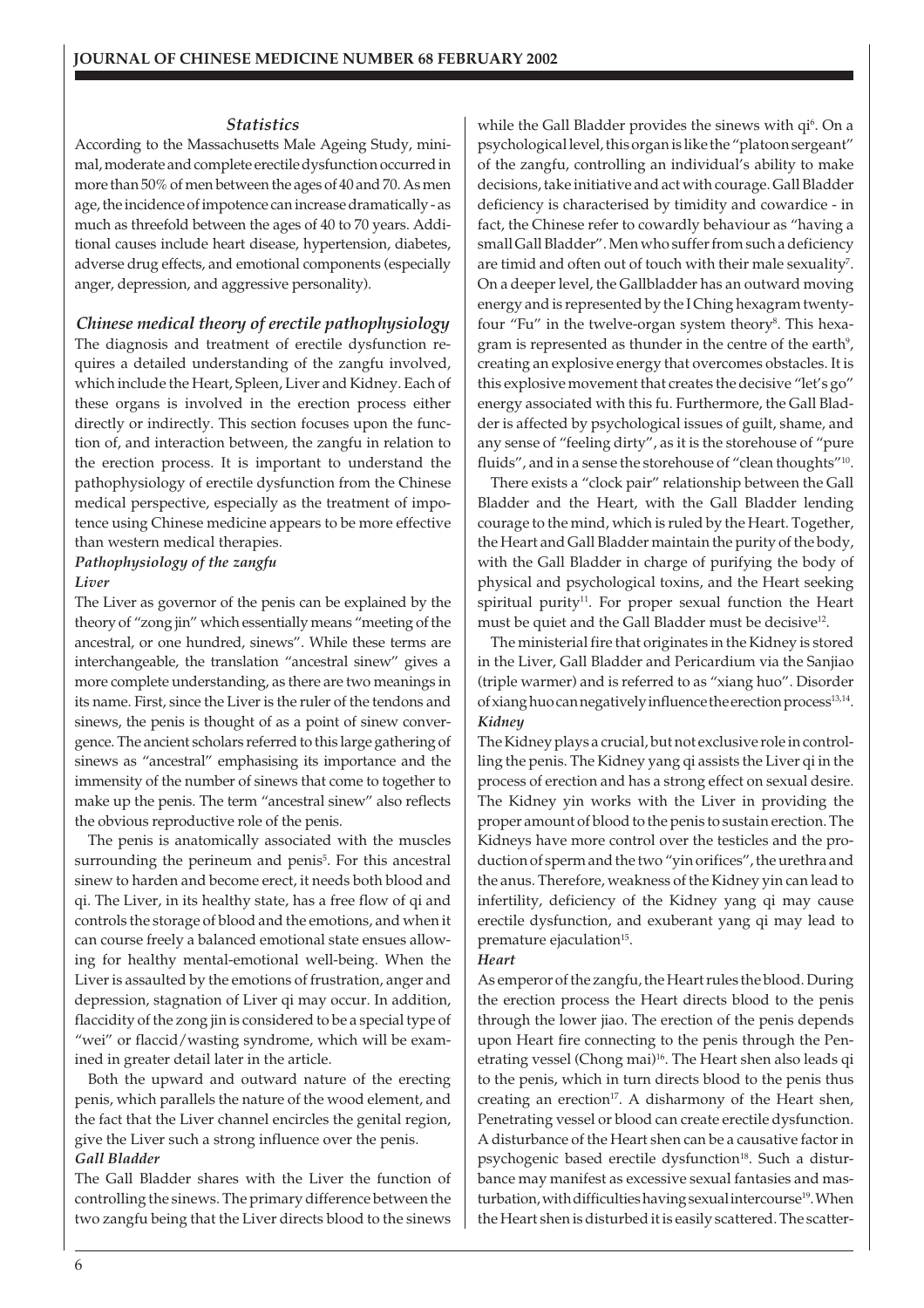### *Statistics*

According to the Massachusetts Male Ageing Study, minimal, moderate and complete erectile dysfunction occurred in more than 50% of men between the ages of 40 and 70. As men age, the incidence of impotence can increase dramatically - as much as threefold between the ages of 40 to 70 years. Additional causes include heart disease, hypertension, diabetes, adverse drug effects, and emotional components (especially anger, depression, and aggressive personality).

### *Chinese medical theory of erectile pathophysiology*

The diagnosis and treatment of erectile dysfunction requires a detailed understanding of the zangfu involved, which include the Heart, Spleen, Liver and Kidney. Each of these organs is involved in the erection process either directly or indirectly. This section focuses upon the function of, and interaction between, the zangfu in relation to the erection process. It is important to understand the pathophysiology of erectile dysfunction from the Chinese medical perspective, especially as the treatment of impotence using Chinese medicine appears to be more effective than western medical therapies.

#### *Pathophysiology of the zangfu*

#### *Liver*

The Liver as governor of the penis can be explained by the theory of "zong jin" which essentially means "meeting of the ancestral, or one hundred, sinews". While these terms are interchangeable, the translation "ancestral sinew" gives a more complete understanding, as there are two meanings in its name. First, since the Liver is the ruler of the tendons and sinews, the penis is thought of as a point of sinew convergence. The ancient scholars referred to this large gathering of sinews as "ancestral" emphasising its importance and the immensity of the number of sinews that come to together to make up the penis. The term "ancestral sinew" also reflects the obvious reproductive role of the penis.

The penis is anatomically associated with the muscles surrounding the perineum and penis[5]. For this ancestral sinew to harden and become erect, it needs both blood and qi. The Liver, in its healthy state, has a free flow of qi and controls the storage of blood and the emotions, and when it can course freely a balanced emotional state ensues allowing for healthy mental-emotional well-being. When the Liver is assaulted by the emotions of frustration, anger and depression, stagnation of Liver qi may occur. In addition, flaccidity of the zong jin is considered to be a special type of "wei" or flaccid/wasting syndrome, which will be examined in greater detail later in the article.

Both the upward and outward nature of the erecting penis, which parallels the nature of the wood element, and the fact that the Liver channel encircles the genital region, give the Liver such a strong influence over the penis.

#### *Gall Bladder*

The Gall Bladder shares with the Liver the function of controlling the sinews. The primary difference between the two zangfu being that the Liver directs blood to the sinews while the Gall Bladder provides the sinews with qi[6]. On a psychological level, this organ is like the "platoon sergeant" of the zangfu, controlling an individual's ability to make decisions, take initiative and act with courage. Gall Bladder deficiency is characterised by timidity and cowardice - in fact, the Chinese refer to cowardly behaviour as "having a small Gall Bladder". Men who suffer from such a deficiency are timid and often out of touch with their male sexuality[7]. On a deeper level, the Gallbladder has an outward moving energy and is represented by the I Ching hexagram twenty-four "Fu" in the twelve-organ system theory[8]. This hexagram is represented as thunder in the centre of the earth[9], creating an explosive energy that overcomes obstacles. It is this explosive movement that creates the decisive "let's go" energy associated with this fu. Furthermore, the Gall Bladder is affected by psychological issues of guilt, shame, and any sense of "feeling dirty", as it is the storehouse of "pure fluids", and in a sense the storehouse of "clean thoughts"[10].

There exists a "clock pair" relationship between the Gall Bladder and the Heart, with the Gall Bladder lending courage to the mind, which is ruled by the Heart. Together, the Heart and Gall Bladder maintain the purity of the body, with the Gall Bladder in charge of purifying the body of physical and psychological toxins, and the Heart seeking spiritual purity[11]. For proper sexual function the Heart must be quiet and the Gall Bladder must be decisive[12].

The ministerial fire that originates in the Kidney is stored in the Liver, Gall Bladder and Pericardium via the Sanjiao (triple warmer) and is referred to as "xiang huo". Disorder of xiang huo can negatively influence the erection process[13,14].

#### *Kidney*

The Kidney plays a crucial, but not exclusive role in controlling the penis. The Kidney yang qi assists the Liver qi in the process of erection and has a strong effect on sexual desire. The Kidney yin works with the Liver in providing the proper amount of blood to the penis to sustain erection. The Kidneys have more control over the testicles and the production of sperm and the two "yin orifices", the urethra and the anus. Therefore, weakness of the Kidney yin can lead to infertility, deficiency of the Kidney yang qi may cause erectile dysfunction, and exuberant yang qi may lead to premature ejaculation[15].

#### *Heart*

As emperor of the zangfu, the Heart rules the blood. During the erection process the Heart directs blood to the penis through the lower jiao. The erection of the penis depends upon Heart fire connecting to the penis through the Penetrating vessel (Chong mai)[16]. The Heart shen also leads qi to the penis, which in turn directs blood to the penis thus creating an erection[17]. A disharmony of the Heart shen, Penetrating vessel or blood can create erectile dysfunction. A disturbance of the Heart shen can be a causative factor in psychogenic based erectile dysfunction[18]. Such a disturbance may manifest as excessive sexual fantasies and masturbation, with difficulties having sexual intercourse[19]. When the Heart shen is disturbed it is easily scattered. The scatter-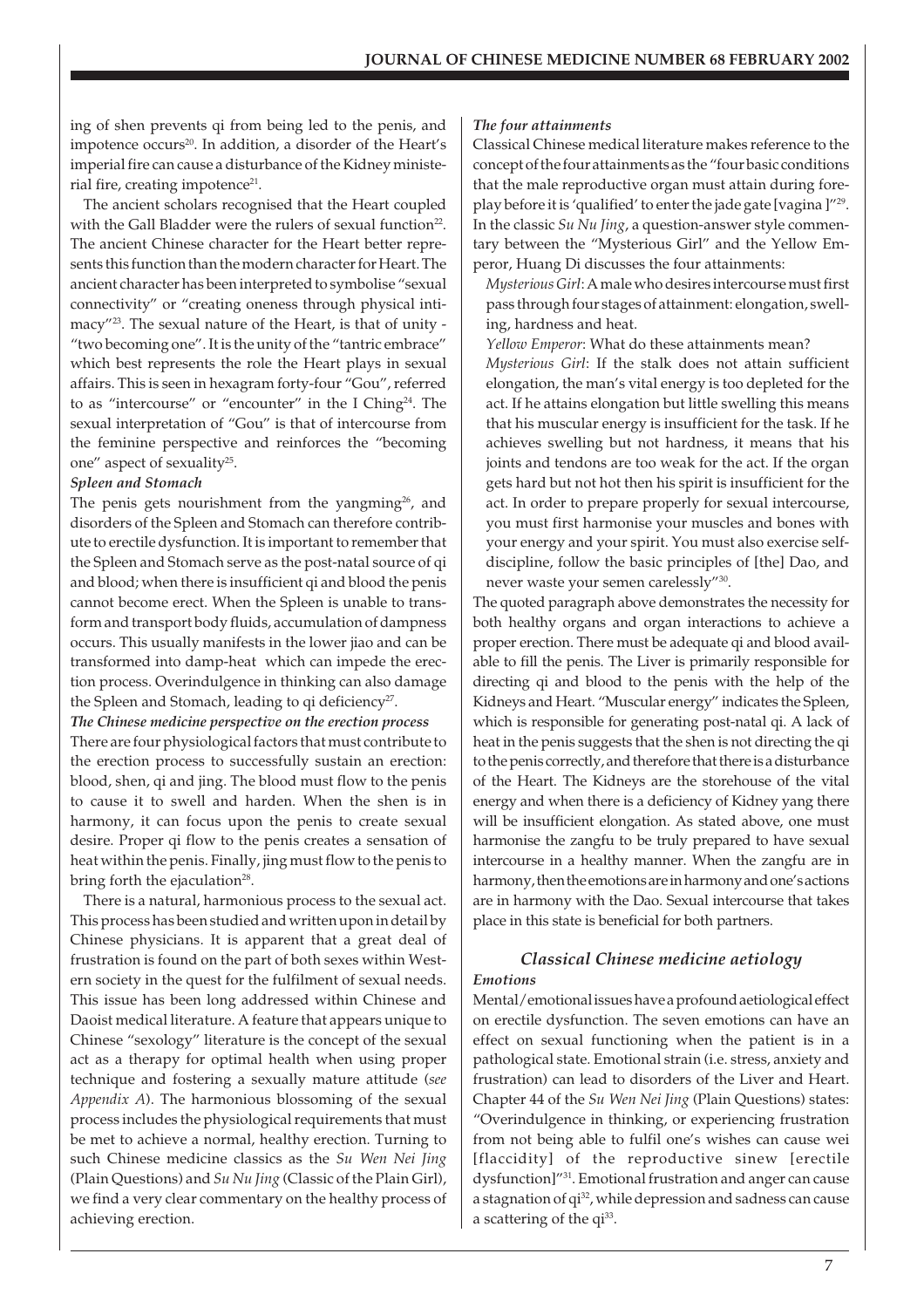ing of shen prevents qi from being led to the penis, and impotence occurs[20]. In addition, a disorder of the Heart's imperial fire can cause a disturbance of the Kidney ministerial fire, creating impotence[21].

The ancient scholars recognised that the Heart coupled with the Gall Bladder were the rulers of sexual function[22]. The ancient Chinese character for the Heart better represents this function than the modern character for Heart. The ancient character has been interpreted to symbolise "sexual connectivity" or "creating oneness through physical intimacy"[23]. The sexual nature of the Heart, is that of unity - "two becoming one". It is the unity of the "tantric embrace" which best represents the role the Heart plays in sexual affairs. This is seen in hexagram forty-four "Gou", referred to as "intercourse" or "encounter" in the I Ching[24]. The sexual interpretation of "Gou" is that of intercourse from the feminine perspective and reinforces the "becoming one" aspect of sexuality[25].

***Spleen and Stomach***

The penis gets nourishment from the yangming[26], and disorders of the Spleen and Stomach can therefore contribute to erectile dysfunction. It is important to remember that the Spleen and Stomach serve as the post-natal source of qi and blood; when there is insufficient qi and blood the penis cannot become erect. When the Spleen is unable to transform and transport body fluids, accumulation of dampness occurs. This usually manifests in the lower jiao and can be transformed into damp-heat which can impede the erection process. Overindulgence in thinking can also damage the Spleen and Stomach, leading to qi deficiency[27].

***The Chinese medicine perspective on the erection process***

There are four physiological factors that must contribute to the erection process to successfully sustain an erection: blood, shen, qi and jing. The blood must flow to the penis to cause it to swell and harden. When the shen is in harmony, it can focus upon the penis to create sexual desire. Proper qi flow to the penis creates a sensation of heat within the penis. Finally, jing must flow to the penis to bring forth the ejaculation[28].

There is a natural, harmonious process to the sexual act. This process has been studied and written upon in detail by Chinese physicians. It is apparent that a great deal of frustration is found on the part of both sexes within Western society in the quest for the fulfilment of sexual needs. This issue has been long addressed within Chinese and Daoist medical literature. A feature that appears unique to Chinese "sexology" literature is the concept of the sexual act as a therapy for optimal health when using proper technique and fostering a sexually mature attitude (*see Appendix A*). The harmonious blossoming of the sexual process includes the physiological requirements that must be met to achieve a normal, healthy erection. Turning to such Chinese medicine classics as the *Su Wen Nei Jing* (Plain Questions) and *Su Nu Jing* (Classic of the Plain Girl), we find a very clear commentary on the healthy process of achieving erection.

***The four attainments***

Classical Chinese medical literature makes reference to the concept of the four attainments as the "four basic conditions that the male reproductive organ must attain during foreplay before it is 'qualified' to enter the jade gate [vagina ]"[29]. In the classic *Su Nu Jing*, a question-answer style commentary between the "Mysterious Girl" and the Yellow Emperor, Huang Di discusses the four attainments:

> *Mysterious Girl*: A male who desires intercourse must first pass through four stages of attainment: elongation, swelling, hardness and heat.
>
> *Yellow Emperor*: What do these attainments mean?
>
> *Mysterious Girl*: If the stalk does not attain sufficient elongation, the man's vital energy is too depleted for the act. If he attains elongation but little swelling this means that his muscular energy is insufficient for the task. If he achieves swelling but not hardness, it means that his joints and tendons are too weak for the act. If the organ gets hard but not hot then his spirit is insufficient for the act. In order to prepare properly for sexual intercourse, you must first harmonise your muscles and bones with your energy and your spirit. You must also exercise self-discipline, follow the basic principles of [the] Dao, and never waste your semen carelessly"[30].

The quoted paragraph above demonstrates the necessity for both healthy organs and organ interactions to achieve a proper erection. There must be adequate qi and blood available to fill the penis. The Liver is primarily responsible for directing qi and blood to the penis with the help of the Kidneys and Heart. "Muscular energy" indicates the Spleen, which is responsible for generating post-natal qi. A lack of heat in the penis suggests that the shen is not directing the qi to the penis correctly, and therefore that there is a disturbance of the Heart. The Kidneys are the storehouse of the vital energy and when there is a deficiency of Kidney yang there will be insufficient elongation. As stated above, one must harmonise the zangfu to be truly prepared to have sexual intercourse in a healthy manner. When the zangfu are in harmony, then the emotions are in harmony and one's actions are in harmony with the Dao. Sexual intercourse that takes place in this state is beneficial for both partners.

## *Classical Chinese medicine aetiology*

***Emotions***

Mental/emotional issues have a profound aetiological effect on erectile dysfunction. The seven emotions can have an effect on sexual functioning when the patient is in a pathological state. Emotional strain (i.e. stress, anxiety and frustration) can lead to disorders of the Liver and Heart. Chapter 44 of the *Su Wen Nei Jing* (Plain Questions) states: "Overindulgence in thinking, or experiencing frustration from not being able to fulfil one's wishes can cause wei [flaccidity] of the reproductive sinew [erectile dysfunction]"[31]. Emotional frustration and anger can cause a stagnation of qi[32], while depression and sadness can cause a scattering of the qi[33].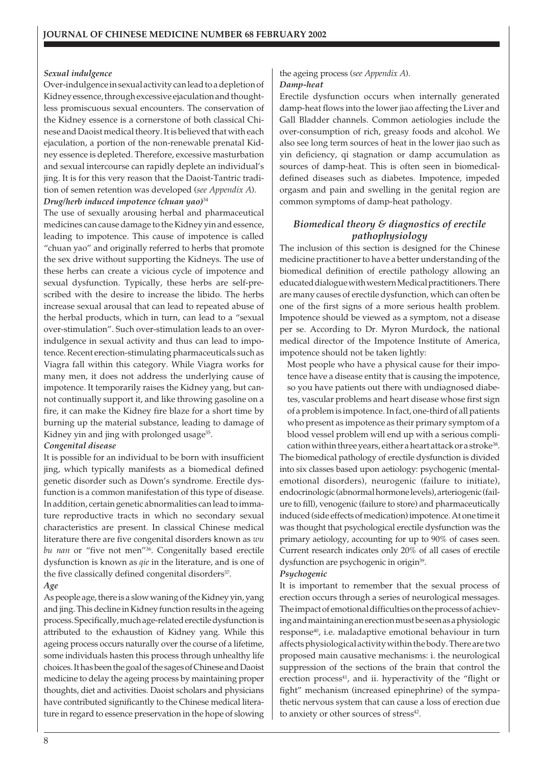#### *Sexual indulgence*

Over-indulgence in sexual activity can lead to a depletion of Kidney essence, through excessive ejaculation and thoughtless promiscuous sexual encounters. The conservation of the Kidney essence is a cornerstone of both classical Chinese and Daoist medical theory. It is believed that with each ejaculation, a portion of the non-renewable prenatal Kidney essence is depleted. Therefore, excessive masturbation and sexual intercourse can rapidly deplete an individual's jing. It is for this very reason that the Daoist-Tantric tradition of semen retention was developed (*see Appendix A*).

#### *Drug/herb induced impotence (chuan yao)*[34]

The use of sexually arousing herbal and pharmaceutical medicines can cause damage to the Kidney yin and essence, leading to impotence. This cause of impotence is called "chuan yao" and originally referred to herbs that promote the sex drive without supporting the Kidneys. The use of these herbs can create a vicious cycle of impotence and sexual dysfunction. Typically, these herbs are self-prescribed with the desire to increase the libido. The herbs increase sexual arousal that can lead to repeated abuse of the herbal products, which in turn, can lead to a "sexual over-stimulation". Such over-stimulation leads to an over-indulgence in sexual activity and thus can lead to impotence. Recent erection-stimulating pharmaceuticals such as Viagra fall within this category. While Viagra works for many men, it does not address the underlying cause of impotence. It temporarily raises the Kidney yang, but cannot continually support it, and like throwing gasoline on a fire, it can make the Kidney fire blaze for a short time by burning up the material substance, leading to damage of Kidney yin and jing with prolonged usage[35].

#### *Congenital disease*

It is possible for an individual to be born with insufficient jing, which typically manifests as a biomedical defined genetic disorder such as Down's syndrome. Erectile dysfunction is a common manifestation of this type of disease. In addition, certain genetic abnormalities can lead to immature reproductive tracts in which no secondary sexual characteristics are present. In classical Chinese medical literature there are five congenital disorders known as *wu bu nan* or "five not men"[36]. Congenitally based erectile dysfunction is known as *qie* in the literature, and is one of the five classically defined congenital disorders[37].

#### *Age*

As people age, there is a slow waning of the Kidney yin, yang and jing. This decline in Kidney function results in the ageing process. Specifically, much age-related erectile dysfunction is attributed to the exhaustion of Kidney yang. While this ageing process occurs naturally over the course of a lifetime, some individuals hasten this process through unhealthy life choices. It has been the goal of the sages of Chinese and Daoist medicine to delay the ageing process by maintaining proper thoughts, diet and activities. Daoist scholars and physicians have contributed significantly to the Chinese medical literature in regard to essence preservation in the hope of slowing the ageing process (*see Appendix A*).

#### *Damp-heat*

Erectile dysfunction occurs when internally generated damp-heat flows into the lower jiao affecting the Liver and Gall Bladder channels. Common aetiologies include the over-consumption of rich, greasy foods and alcohol. We also see long term sources of heat in the lower jiao such as yin deficiency, qi stagnation or damp accumulation as sources of damp-heat. This is often seen in biomedical-defined diseases such as diabetes. Impotence, impeded orgasm and pain and swelling in the genital region are common symptoms of damp-heat pathology.

### *Biomedical theory & diagnostics of erectile pathophysiology*

The inclusion of this section is designed for the Chinese medicine practitioner to have a better understanding of the biomedical definition of erectile pathology allowing an educated dialogue with western Medical practitioners. There are many causes of erectile dysfunction, which can often be one of the first signs of a more serious health problem. Impotence should be viewed as a symptom, not a disease per se. According to Dr. Myron Murdock, the national medical director of the Impotence Institute of America, impotence should not be taken lightly:

> Most people who have a physical cause for their impotence have a disease entity that is causing the impotence, so you have patients out there with undiagnosed diabetes, vascular problems and heart disease whose first sign of a problem is impotence. In fact, one-third of all patients who present as impotence as their primary symptom of a blood vessel problem will end up with a serious complication within three years, either a heart attack or a stroke[38].

The biomedical pathology of erectile dysfunction is divided into six classes based upon aetiology: psychogenic (mental-emotional disorders), neurogenic (failure to initiate), endocrinologic (abnormal hormone levels), arteriogenic (failure to fill), venogenic (failure to store) and pharmaceutically induced (side effects of medication) impotence. At one time it was thought that psychological erectile dysfunction was the primary aetiology, accounting for up to 90% of cases seen. Current research indicates only 20% of all cases of erectile dysfunction are psychogenic in origin[39].

#### *Psychogenic*

It is important to remember that the sexual process of erection occurs through a series of neurological messages. The impact of emotional difficulties on the process of achieving and maintaining an erection must be seen as a physiologic response[40], i.e. maladaptive emotional behaviour in turn affects physiological activity within the body. There are two proposed main causative mechanisms: i. the neurological suppression of the sections of the brain that control the erection process[41], and ii. hyperactivity of the "flight or fight" mechanism (increased epinephrine) of the sympathetic nervous system that can cause a loss of erection due to anxiety or other sources of stress[42].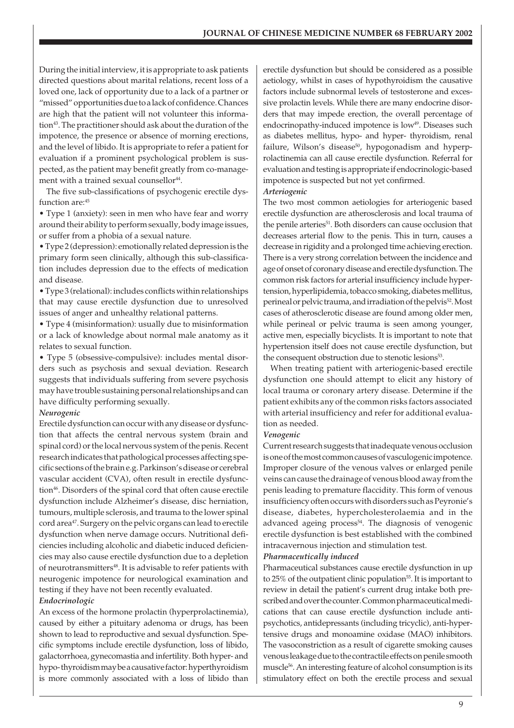During the initial interview, it is appropriate to ask patients directed questions about marital relations, recent loss of a loved one, lack of opportunity due to a lack of a partner or "missed" opportunities due to a lack of confidence. Chances are high that the patient will not volunteer this information[43]. The practitioner should ask about the duration of the impotence, the presence or absence of morning erections, and the level of libido. It is appropriate to refer a patient for evaluation if a prominent psychological problem is suspected, as the patient may benefit greatly from co-management with a trained sexual counsellor[44].

The five sub-classifications of psychogenic erectile dysfunction are:[45]

- Type 1 (anxiety): seen in men who have fear and worry around their ability to perform sexually, body image issues, or suffer from a phobia of a sexual nature.
- Type 2 (depression): emotionally related depression is the primary form seen clinically, although this sub-classification includes depression due to the effects of medication and disease.
- Type 3 (relational): includes conflicts within relationships that may cause erectile dysfunction due to unresolved issues of anger and unhealthy relational patterns.
- Type 4 (misinformation): usually due to misinformation or a lack of knowledge about normal male anatomy as it relates to sexual function.
- Type 5 (obsessive-compulsive): includes mental disorders such as psychosis and sexual deviation. Research suggests that individuals suffering from severe psychosis may have trouble sustaining personal relationships and can have difficulty performing sexually.

***Neurogenic***

Erectile dysfunction can occur with any disease or dysfunction that affects the central nervous system (brain and spinal cord) or the local nervous system of the penis. Recent research indicates that pathological processes affecting specific sections of the brain e.g. Parkinson's disease or cerebral vascular accident (CVA), often result in erectile dysfunction[46]. Disorders of the spinal cord that often cause erectile dysfunction include Alzheimer's disease, disc herniation, tumours, multiple sclerosis, and trauma to the lower spinal cord area[47]. Surgery on the pelvic organs can lead to erectile dysfunction when nerve damage occurs. Nutritional deficiencies including alcoholic and diabetic induced deficiencies may also cause erectile dysfunction due to a depletion of neurotransmitters[48]. It is advisable to refer patients with neurogenic impotence for neurological examination and testing if they have not been recently evaluated.

***Endocrinologic***

An excess of the hormone prolactin (hyperprolactinemia), caused by either a pituitary adenoma or drugs, has been shown to lead to reproductive and sexual dysfunction. Specific symptoms include erectile dysfunction, loss of libido, galactorrhoea, gynecomastia and infertility. Both hyper- and hypo- thyroidism may be a causative factor: hyperthyroidism is more commonly associated with a loss of libido than erectile dysfunction but should be considered as a possible aetiology, whilst in cases of hypothyroidism the causative factors include subnormal levels of testosterone and excessive prolactin levels. While there are many endocrine disorders that may impede erection, the overall percentage of endocrinopathy-induced impotence is low[49]. Diseases such as diabetes mellitus, hypo- and hyper- thyroidism, renal failure, Wilson's disease[50], hypogonadism and hyperprolactinemia can all cause erectile dysfunction. Referral for evaluation and testing is appropriate if endocrinologic-based impotence is suspected but not yet confirmed.

***Arteriogenic***

The two most common aetiologies for arteriogenic based erectile dysfunction are atherosclerosis and local trauma of the penile arteries[51]. Both disorders can cause occlusion that decreases arterial flow to the penis. This in turn, causes a decrease in rigidity and a prolonged time achieving erection. There is a very strong correlation between the incidence and age of onset of coronary disease and erectile dysfunction. The common risk factors for arterial insufficiency include hypertension, hyperlipidemia, tobacco smoking, diabetes mellitus, perineal or pelvic trauma, and irradiation of the pelvis[52]. Most cases of atherosclerotic disease are found among older men, while perineal or pelvic trauma is seen among younger, active men, especially bicyclists. It is important to note that hypertension itself does not cause erectile dysfunction, but the consequent obstruction due to stenotic lesions[53].

When treating patient with arteriogenic-based erectile dysfunction one should attempt to elicit any history of local trauma or coronary artery disease. Determine if the patient exhibits any of the common risks factors associated with arterial insufficiency and refer for additional evaluation as needed.

***Venogenic***

Current research suggests that inadequate venous occlusion is one of the most common causes of vasculogenic impotence. Improper closure of the venous valves or enlarged penile veins can cause the drainage of venous blood away from the penis leading to premature flaccidity. This form of venous insufficiency often occurs with disorders such as Peyronie's disease, diabetes, hypercholesterolaemia and in the advanced ageing process[54]. The diagnosis of venogenic erectile dysfunction is best established with the combined intracavernous injection and stimulation test.

***Pharmaceutically induced***

Pharmaceutical substances cause erectile dysfunction in up to 25% of the outpatient clinic population[55]. It is important to review in detail the patient's current drug intake both prescribed and over the counter. Common pharmaceutical medications that can cause erectile dysfunction include antipsychotics, antidepressants (including tricyclic), anti-hypertensive drugs and monoamine oxidase (MAO) inhibitors. The vasoconstriction as a result of cigarette smoking causes venous leakage due to the contractile effects on penile smooth muscle[56]. An interesting feature of alcohol consumption is its stimulatory effect on both the erectile process and sexual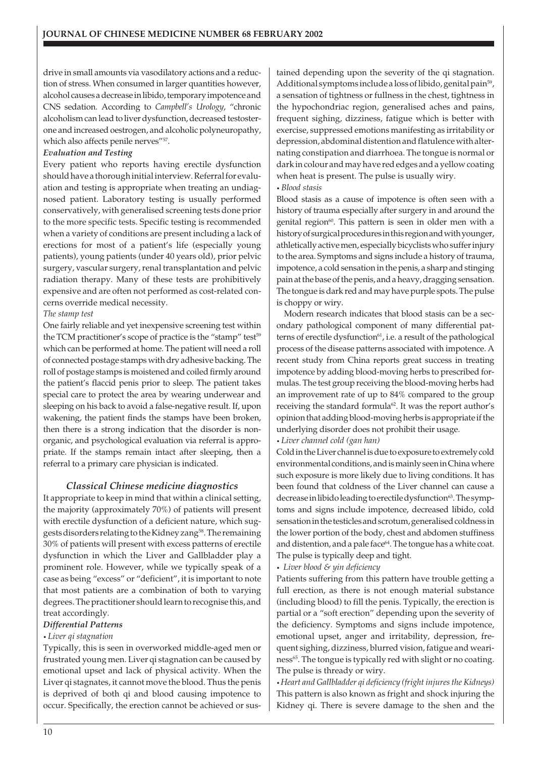drive in small amounts via vasodilatory actions and a reduction of stress. When consumed in larger quantities however, alcohol causes a decrease in libido, temporary impotence and CNS sedation. According to *Campbell's Urology*, "chronic alcoholism can lead to liver dysfunction, decreased testosterone and increased oestrogen, and alcoholic polyneuropathy, which also affects penile nerves"[57].

#### *Evaluation and Testing*

Every patient who reports having erectile dysfunction should have a thorough initial interview. Referral for evaluation and testing is appropriate when treating an undiagnosed patient. Laboratory testing is usually performed conservatively, with generalised screening tests done prior to the more specific tests. Specific testing is recommended when a variety of conditions are present including a lack of erections for most of a patient's life (especially young patients), young patients (under 40 years old), prior pelvic surgery, vascular surgery, renal transplantation and pelvic radiation therapy. Many of these tests are prohibitively expensive and are often not performed as cost-related concerns override medical necessity.

*The stamp test*

One fairly reliable and yet inexpensive screening test within the TCM practitioner's scope of practice is the "stamp" test[59] which can be performed at home. The patient will need a roll of connected postage stamps with dry adhesive backing. The roll of postage stamps is moistened and coiled firmly around the patient's flaccid penis prior to sleep. The patient takes special care to protect the area by wearing underwear and sleeping on his back to avoid a false-negative result. If, upon wakening, the patient finds the stamps have been broken, then there is a strong indication that the disorder is non-organic, and psychological evaluation via referral is appropriate. If the stamps remain intact after sleeping, then a referral to a primary care physician is indicated.

### *Classical Chinese medicine diagnostics*

It appropriate to keep in mind that within a clinical setting, the majority (approximately 70%) of patients will present with erectile dysfunction of a deficient nature, which suggests disorders relating to the Kidney zang[58]. The remaining 30% of patients will present with excess patterns of erectile dysfunction in which the Liver and Gallbladder play a prominent role. However, while we typically speak of a case as being "excess" or "deficient", it is important to note that most patients are a combination of both to varying degrees. The practitioner should learn to recognise this, and treat accordingly.

#### *Differential Patterns*

*• Liver qi stagnation*

Typically, this is seen in overworked middle-aged men or frustrated young men. Liver qi stagnation can be caused by emotional upset and lack of physical activity. When the Liver qi stagnates, it cannot move the blood. Thus the penis is deprived of both qi and blood causing impotence to occur. Specifically, the erection cannot be achieved or sustained depending upon the severity of the qi stagnation. Additional symptoms include a loss of libido, genital pain[59], a sensation of tightness or fullness in the chest, tightness in the hypochondriac region, generalised aches and pains, frequent sighing, dizziness, fatigue which is better with exercise, suppressed emotions manifesting as irritability or depression, abdominal distention and flatulence with alternating constipation and diarrhoea. The tongue is normal or dark in colour and may have red edges and a yellow coating when heat is present. The pulse is usually wiry.

*• Blood stasis*

Blood stasis as a cause of impotence is often seen with a history of trauma especially after surgery in and around the genital region[60]. This pattern is seen in older men with a history of surgical procedures in this region and with younger, athletically active men, especially bicyclists who suffer injury to the area. Symptoms and signs include a history of trauma, impotence, a cold sensation in the penis, a sharp and stinging pain at the base of the penis, and a heavy, dragging sensation. The tongue is dark red and may have purple spots. The pulse is choppy or wiry.

Modern research indicates that blood stasis can be a secondary pathological component of many differential patterns of erectile dysfunction[61], i.e. a result of the pathological process of the disease patterns associated with impotence. A recent study from China reports great success in treating impotence by adding blood-moving herbs to prescribed formulas. The test group receiving the blood-moving herbs had an improvement rate of up to 84% compared to the group receiving the standard formula[62]. It was the report author's opinion that adding blood-moving herbs is appropriate if the underlying disorder does not prohibit their usage.

*• Liver channel cold (gan han)*

Cold in the Liver channel is due to exposure to extremely cold environmental conditions, and is mainly seen in China where such exposure is more likely due to living conditions. It has been found that coldness of the Liver channel can cause a decrease in libido leading to erectile dysfunction[63]. The symptoms and signs include impotence, decreased libido, cold sensation in the testicles and scrotum, generalised coldness in the lower portion of the body, chest and abdomen stuffiness and distention, and a pale face[64]. The tongue has a white coat. The pulse is typically deep and tight.

*• Liver blood & yin deficiency*

Patients suffering from this pattern have trouble getting a full erection, as there is not enough material substance (including blood) to fill the penis. Typically, the erection is partial or a "soft erection" depending upon the severity of the deficiency. Symptoms and signs include impotence, emotional upset, anger and irritability, depression, frequent sighing, dizziness, blurred vision, fatigue and weariness[65]. The tongue is typically red with slight or no coating. The pulse is thready or wiry.

*• Heart and Gallbladder qi deficiency (fright injures the Kidneys)*

This pattern is also known as fright and shock injuring the Kidney qi. There is severe damage to the shen and the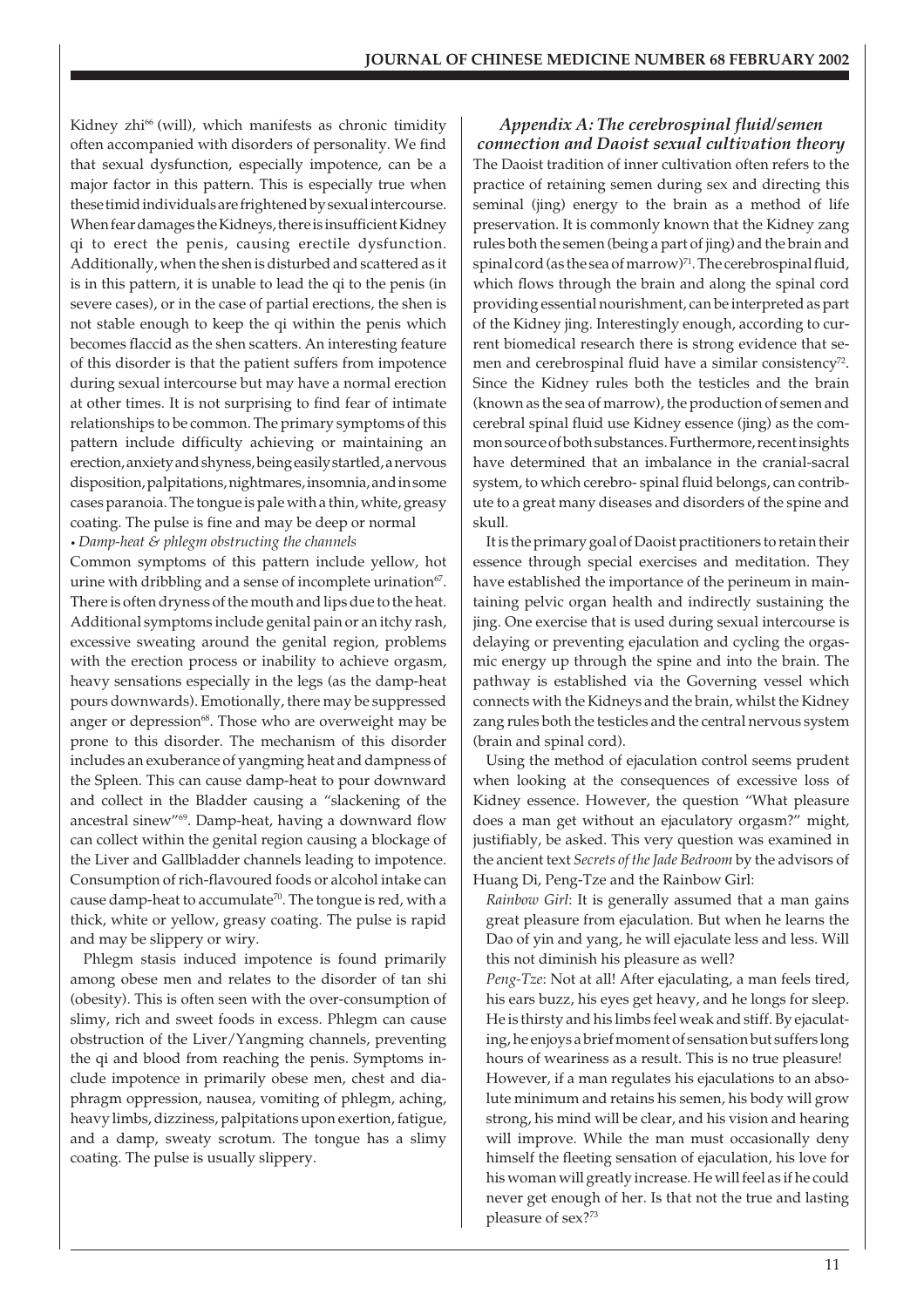Kidney zhi[66] (will), which manifests as chronic timidity often accompanied with disorders of personality. We find that sexual dysfunction, especially impotence, can be a major factor in this pattern. This is especially true when these timid individuals are frightened by sexual intercourse. When fear damages the Kidneys, there is insufficient Kidney qi to erect the penis, causing erectile dysfunction. Additionally, when the shen is disturbed and scattered as it is in this pattern, it is unable to lead the qi to the penis (in severe cases), or in the case of partial erections, the shen is not stable enough to keep the qi within the penis which becomes flaccid as the shen scatters. An interesting feature of this disorder is that the patient suffers from impotence during sexual intercourse but may have a normal erection at other times. It is not surprising to find fear of intimate relationships to be common. The primary symptoms of this pattern include difficulty achieving or maintaining an erection, anxiety and shyness, being easily startled, a nervous disposition, palpitations, nightmares, insomnia, and in some cases paranoia. The tongue is pale with a thin, white, greasy coating. The pulse is fine and may be deep or normal

• *Damp-heat & phlegm obstructing the channels*

Common symptoms of this pattern include yellow, hot urine with dribbling and a sense of incomplete urination[67]. There is often dryness of the mouth and lips due to the heat. Additional symptoms include genital pain or an itchy rash, excessive sweating around the genital region, problems with the erection process or inability to achieve orgasm, heavy sensations especially in the legs (as the damp-heat pours downwards). Emotionally, there may be suppressed anger or depression[68]. Those who are overweight may be prone to this disorder. The mechanism of this disorder includes an exuberance of yangming heat and dampness of the Spleen. This can cause damp-heat to pour downward and collect in the Bladder causing a "slackening of the ancestral sinew"[69]. Damp-heat, having a downward flow can collect within the genital region causing a blockage of the Liver and Gallbladder channels leading to impotence. Consumption of rich-flavoured foods or alcohol intake can cause damp-heat to accumulate[70]. The tongue is red, with a thick, white or yellow, greasy coating. The pulse is rapid and may be slippery or wiry.

Phlegm stasis induced impotence is found primarily among obese men and relates to the disorder of tan shi (obesity). This is often seen with the over-consumption of slimy, rich and sweet foods in excess. Phlegm can cause obstruction of the Liver/Yangming channels, preventing the qi and blood from reaching the penis. Symptoms include impotence in primarily obese men, chest and diaphragm oppression, nausea, vomiting of phlegm, aching, heavy limbs, dizziness, palpitations upon exertion, fatigue, and a damp, sweaty scrotum. The tongue has a slimy coating. The pulse is usually slippery.

### *Appendix A: The cerebrospinal fluid/semen connection and Daoist sexual cultivation theory*

The Daoist tradition of inner cultivation often refers to the practice of retaining semen during sex and directing this seminal (jing) energy to the brain as a method of life preservation. It is commonly known that the Kidney zang rules both the semen (being a part of jing) and the brain and spinal cord (as the sea of marrow)[71]. The cerebrospinal fluid, which flows through the brain and along the spinal cord providing essential nourishment, can be interpreted as part of the Kidney jing. Interestingly enough, according to current biomedical research there is strong evidence that semen and cerebrospinal fluid have a similar consistency[72]. Since the Kidney rules both the testicles and the brain (known as the sea of marrow), the production of semen and cerebral spinal fluid use Kidney essence (jing) as the common source of both substances. Furthermore, recent insights have determined that an imbalance in the cranial-sacral system, to which cerebro- spinal fluid belongs, can contribute to a great many diseases and disorders of the spine and skull.

It is the primary goal of Daoist practitioners to retain their essence through special exercises and meditation. They have established the importance of the perineum in maintaining pelvic organ health and indirectly sustaining the jing. One exercise that is used during sexual intercourse is delaying or preventing ejaculation and cycling the orgasmic energy up through the spine and into the brain. The pathway is established via the Governing vessel which connects with the Kidneys and the brain, whilst the Kidney zang rules both the testicles and the central nervous system (brain and spinal cord).

Using the method of ejaculation control seems prudent when looking at the consequences of excessive loss of Kidney essence. However, the question "What pleasure does a man get without an ejaculatory orgasm?" might, justifiably, be asked. This very question was examined in the ancient text *Secrets of the Jade Bedroom* by the advisors of Huang Di, Peng-Tze and the Rainbow Girl:

> *Rainbow Girl*: It is generally assumed that a man gains great pleasure from ejaculation. But when he learns the Dao of yin and yang, he will ejaculate less and less. Will this not diminish his pleasure as well?
>
> *Peng-Tze*: Not at all! After ejaculating, a man feels tired, his ears buzz, his eyes get heavy, and he longs for sleep. He is thirsty and his limbs feel weak and stiff. By ejaculating, he enjoys a brief moment of sensation but suffers long hours of weariness as a result. This is no true pleasure! However, if a man regulates his ejaculations to an absolute minimum and retains his semen, his body will grow strong, his mind will be clear, and his vision and hearing will improve. While the man must occasionally deny himself the fleeting sensation of ejaculation, his love for his woman will greatly increase. He will feel as if he could never get enough of her. Is that not the true and lasting pleasure of sex?[73]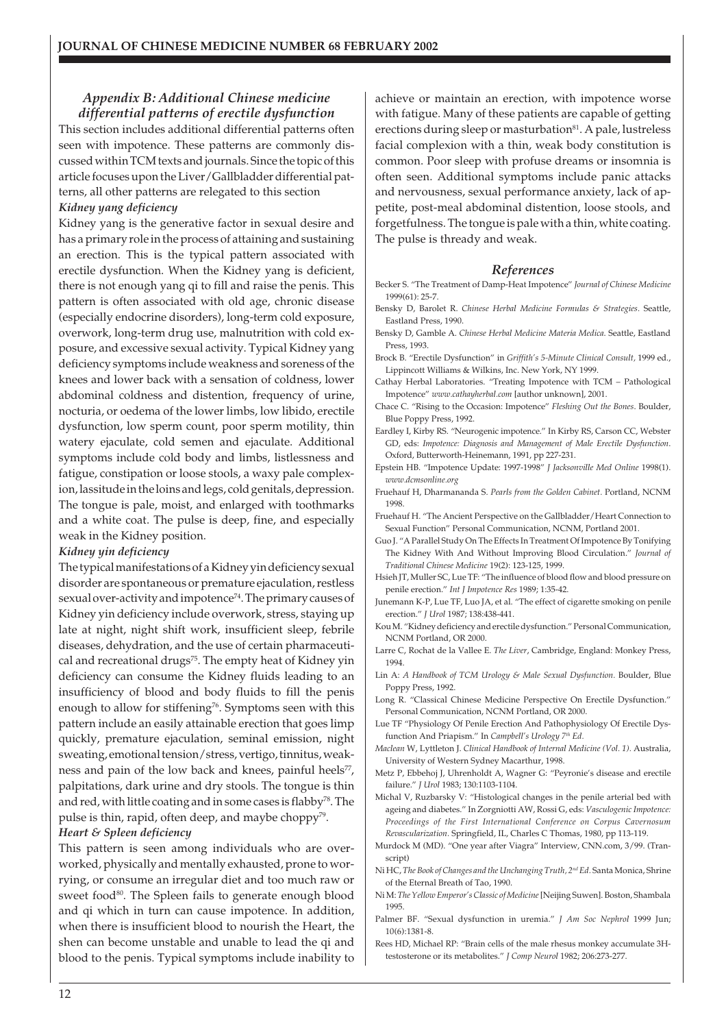## *Appendix B: Additional Chinese medicine differential patterns of erectile dysfunction*

This section includes additional differential patterns often seen with impotence. These patterns are commonly discussed within TCM texts and journals. Since the topic of this article focuses upon the Liver/Gallbladder differential patterns, all other patterns are relegated to this section

### *Kidney yang deficiency*

Kidney yang is the generative factor in sexual desire and has a primary role in the process of attaining and sustaining an erection. This is the typical pattern associated with erectile dysfunction. When the Kidney yang is deficient, there is not enough yang qi to fill and raise the penis. This pattern is often associated with old age, chronic disease (especially endocrine disorders), long-term cold exposure, overwork, long-term drug use, malnutrition with cold exposure, and excessive sexual activity. Typical Kidney yang deficiency symptoms include weakness and soreness of the knees and lower back with a sensation of coldness, lower abdominal coldness and distention, frequency of urine, nocturia, or oedema of the lower limbs, low libido, erectile dysfunction, low sperm count, poor sperm motility, thin watery ejaculate, cold semen and ejaculate. Additional symptoms include cold body and limbs, listlessness and fatigue, constipation or loose stools, a waxy pale complexion, lassitude in the loins and legs, cold genitals, depression. The tongue is pale, moist, and enlarged with toothmarks and a white coat. The pulse is deep, fine, and especially weak in the Kidney position.

### *Kidney yin deficiency*

The typical manifestations of a Kidney yin deficiency sexual disorder are spontaneous or premature ejaculation, restless sexual over-activity and impotence[74]. The primary causes of Kidney yin deficiency include overwork, stress, staying up late at night, night shift work, insufficient sleep, febrile diseases, dehydration, and the use of certain pharmaceutical and recreational drugs[75]. The empty heat of Kidney yin deficiency can consume the Kidney fluids leading to an insufficiency of blood and body fluids to fill the penis enough to allow for stiffening[76]. Symptoms seen with this pattern include an easily attainable erection that goes limp quickly, premature ejaculation, seminal emission, night sweating, emotional tension/stress, vertigo, tinnitus, weakness and pain of the low back and knees, painful heels[77], palpitations, dark urine and dry stools. The tongue is thin and red, with little coating and in some cases is flabby[78]. The pulse is thin, rapid, often deep, and maybe choppy[79].

### *Heart & Spleen deficiency*

This pattern is seen among individuals who are overworked, physically and mentally exhausted, prone to worrying, or consume an irregular diet and too much raw or sweet food[80]. The Spleen fails to generate enough blood and qi which in turn can cause impotence. In addition, when there is insufficient blood to nourish the Heart, the shen can become unstable and unable to lead the qi and blood to the penis. Typical symptoms include inability to achieve or maintain an erection, with impotence worse with fatigue. Many of these patients are capable of getting erections during sleep or masturbation[81]. A pale, lustreless facial complexion with a thin, weak body constitution is common. Poor sleep with profuse dreams or insomnia is often seen. Additional symptoms include panic attacks and nervousness, sexual performance anxiety, lack of appetite, post-meal abdominal distention, loose stools, and forgetfulness. The tongue is pale with a thin, white coating. The pulse is thready and weak.

## *References*

Becker S. "The Treatment of Damp-Heat Impotence" *Journal of Chinese Medicine* 1999(61): 25-7.

Bensky D, Barolet R. *Chinese Herbal Medicine Formulas & Strategies*. Seattle, Eastland Press, 1990.

Bensky D, Gamble A. *Chinese Herbal Medicine Materia Medica*. Seattle, Eastland Press, 1993.

Brock B. "Erectile Dysfunction" in *Griffith's 5-Minute Clinical Consult*, 1999 ed., Lippincott Williams & Wilkins, Inc. New York, NY 1999.

Cathay Herbal Laboratories. "Treating Impotence with TCM – Pathological Impotence" *www.cathayherbal.com* [author unknown], 2001.

Chace C. "Rising to the Occasion: Impotence" *Fleshing Out the Bones*. Boulder, Blue Poppy Press, 1992.

Eardley I, Kirby RS. "Neurogenic impotence." In Kirby RS, Carson CC, Webster GD, eds: *Impotence: Diagnosis and Management of Male Erectile Dysfunction*. Oxford, Butterworth-Heinemann, 1991, pp 227-231.

Epstein HB. "Impotence Update: 1997-1998" *J Jacksonville Med Online* 1998(1). *www.dcmsonline.org*

Fruehauf H, Dharmananda S. *Pearls from the Golden Cabinet*. Portland, NCNM 1998.

Fruehauf H. "The Ancient Perspective on the Gallbladder/Heart Connection to Sexual Function" Personal Communication, NCNM, Portland 2001.

Guo J. "A Parallel Study On The Effects In Treatment Of Impotence By Tonifying The Kidney With And Without Improving Blood Circulation." *Journal of Traditional Chinese Medicine* 19(2): 123-125, 1999.

Hsieh JT, Muller SC, Lue TF: "The influence of blood flow and blood pressure on penile erection." *Int J Impotence Res* 1989; 1:35-42.

Junemann K-P, Lue TF, Luo JA, et al. "The effect of cigarette smoking on penile erection." *J Urol* 1987; 138:438-441.

Kou M. "Kidney deficiency and erectile dysfunction." Personal Communication, NCNM Portland, OR 2000.

Larre C, Rochat de la Vallee E. *The Liver*, Cambridge, England: Monkey Press, 1994.

Lin A: *A Handbook of TCM Urology & Male Sexual Dysfunction*. Boulder, Blue Poppy Press, 1992.

Long R. "Classical Chinese Medicine Perspective On Erectile Dysfunction." Personal Communication, NCNM Portland, OR 2000.

Lue TF "Physiology Of Penile Erection And Pathophysiology Of Erectile Dysfunction And Priapism." In *Campbell's Urology 7th Ed*.

*Maclean* W, Lyttleton J. *Clinical Handbook of Internal Medicine (Vol. 1)*. Australia, University of Western Sydney Macarthur, 1998.

Metz P, Ebbehoj J, Uhrenholdt A, Wagner G: "Peyronie's disease and erectile failure." *J Urol* 1983; 130:1103-1104.

Michal V, Ruzbarsky V: "Histological changes in the penile arterial bed with ageing and diabetes." In Zorgniotti AW, Rossi G, eds: *Vasculogenic Impotence: Proceedings of the First International Conference on Corpus Cavernosum Revascularization*. Springfield, IL, Charles C Thomas, 1980, pp 113-119.

Murdock M (MD). "One year after Viagra" Interview, CNN.com, 3/99. (Transcript)

Ni HC, *The Book of Changes and the Unchanging Truth, 2nd Ed*. Santa Monica, Shrine of the Eternal Breath of Tao, 1990.

Ni M: *The Yellow Emperor's Classic of Medicine* [Neijing Suwen]. Boston, Shambala 1995.

Palmer BF. "Sexual dysfunction in uremia." *J Am Soc Nephrol* 1999 Jun; 10(6):1381-8.

Rees HD, Michael RP: "Brain cells of the male rhesus monkey accumulate 3H-testosterone or its metabolites." *J Comp Neurol* 1982; 206:273-277.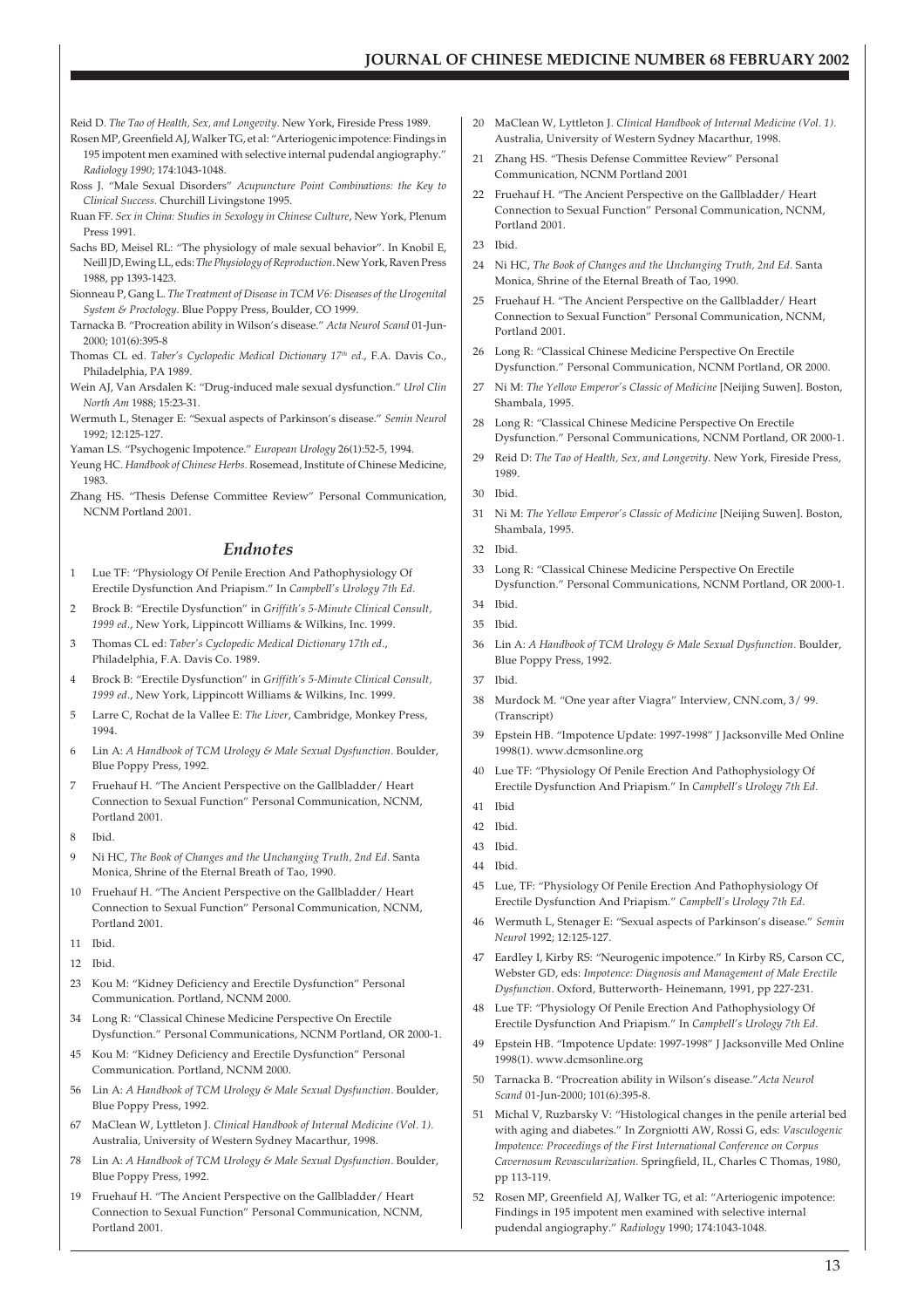Reid D. *The Tao of Health, Sex, and Longevity*. New York, Fireside Press 1989.

Rosen MP, Greenfield AJ, Walker TG, et al: "Arteriogenic impotence: Findings in 195 impotent men examined with selective internal pudendal angiography." *Radiology 1990*; 174:1043-1048.

Ross J. "Male Sexual Disorders" *Acupuncture Point Combinations: the Key to Clinical Success.* Churchill Livingstone 1995.

Ruan FF. *Sex in China: Studies in Sexology in Chinese Culture*, New York, Plenum Press 1991.

Sachs BD, Meisel RL: "The physiology of male sexual behavior". In Knobil E, Neill JD, Ewing LL, eds: *The Physiology of Reproduction*. New York, Raven Press 1988, pp 1393-1423.

Sionneau P, Gang L. *The Treatment of Disease in TCM V6: Diseases of the Urogenital System & Proctology.* Blue Poppy Press, Boulder, CO 1999.

Tarnacka B. "Procreation ability in Wilson's disease." *Acta Neurol Scand* 01-Jun-2000; 101(6):395-8

Thomas CL ed. *Taber's Cyclopedic Medical Dictionary 17th ed.*, F.A. Davis Co., Philadelphia, PA 1989.

Wein AJ, Van Arsdalen K: "Drug-induced male sexual dysfunction." *Urol Clin North Am* 1988; 15:23-31.

Wermuth L, Stenager E: "Sexual aspects of Parkinson's disease." *Semin Neurol* 1992; 12:125-127.

Yaman LS. "Psychogenic Impotence." *European Urology* 26(1):52-5, 1994.

Yeung HC. *Handbook of Chinese Herbs*. Rosemead, Institute of Chinese Medicine, 1983.

Zhang HS. "Thesis Defense Committee Review" Personal Communication, NCNM Portland 2001.

## Endnotes

1 Lue TF: "Physiology Of Penile Erection And Pathophysiology Of Erectile Dysfunction And Priapism." In *Campbell's Urology 7th Ed.*

2 Brock B: "Erectile Dysfunction" in *Griffith's 5-Minute Clinical Consult, 1999 ed.*, New York, Lippincott Williams & Wilkins, Inc. 1999.

3 Thomas CL ed: *Taber's Cyclopedic Medical Dictionary 17th ed.*, Philadelphia, F.A. Davis Co. 1989.

4 Brock B: "Erectile Dysfunction" in *Griffith's 5-Minute Clinical Consult, 1999 ed.*, New York, Lippincott Williams & Wilkins, Inc. 1999.

5 Larre C, Rochat de la Vallee E: *The Liver*, Cambridge, Monkey Press, 1994.

6 Lin A: *A Handbook of TCM Urology & Male Sexual Dysfunction*. Boulder, Blue Poppy Press, 1992.

7 Fruehauf H. "The Ancient Perspective on the Gallbladder/ Heart Connection to Sexual Function" Personal Communication, NCNM, Portland 2001.

8 Ibid.

9 Ni HC, *The Book of Changes and the Unchanging Truth, 2nd Ed.* Santa Monica, Shrine of the Eternal Breath of Tao, 1990.

10 Fruehauf H. "The Ancient Perspective on the Gallbladder/ Heart Connection to Sexual Function" Personal Communication, NCNM, Portland 2001.

11 Ibid.

12 Ibid.

23 Kou M: "Kidney Deficiency and Erectile Dysfunction" Personal Communication. Portland, NCNM 2000.

34 Long R: "Classical Chinese Medicine Perspective On Erectile Dysfunction." Personal Communications, NCNM Portland, OR 2000-1.

45 Kou M: "Kidney Deficiency and Erectile Dysfunction" Personal Communication. Portland, NCNM 2000.

56 Lin A: *A Handbook of TCM Urology & Male Sexual Dysfunction*. Boulder, Blue Poppy Press, 1992.

67 MaClean W, Lyttleton J. *Clinical Handbook of Internal Medicine (Vol. 1).* Australia, University of Western Sydney Macarthur, 1998.

78 Lin A: *A Handbook of TCM Urology & Male Sexual Dysfunction*. Boulder, Blue Poppy Press, 1992.

19 Fruehauf H. "The Ancient Perspective on the Gallbladder/ Heart Connection to Sexual Function" Personal Communication, NCNM, Portland 2001.

20 MaClean W, Lyttleton J. *Clinical Handbook of Internal Medicine (Vol. 1).* Australia, University of Western Sydney Macarthur, 1998.

21 Zhang HS. "Thesis Defense Committee Review" Personal Communication, NCNM Portland 2001

22 Fruehauf H. "The Ancient Perspective on the Gallbladder/ Heart Connection to Sexual Function" Personal Communication, NCNM, Portland 2001.

23 Ibid.

24 Ni HC, *The Book of Changes and the Unchanging Truth, 2nd Ed.* Santa Monica, Shrine of the Eternal Breath of Tao, 1990.

25 Fruehauf H. "The Ancient Perspective on the Gallbladder/ Heart Connection to Sexual Function" Personal Communication, NCNM, Portland 2001.

26 Long R: "Classical Chinese Medicine Perspective On Erectile Dysfunction." Personal Communication, NCNM Portland, OR 2000.

27 Ni M: *The Yellow Emperor's Classic of Medicine* [Neijing Suwen]. Boston, Shambala, 1995.

28 Long R: "Classical Chinese Medicine Perspective On Erectile Dysfunction." Personal Communications, NCNM Portland, OR 2000-1.

29 Reid D: *The Tao of Health, Sex, and Longevity*. New York, Fireside Press, 1989.

30 Ibid.

31 Ni M: *The Yellow Emperor's Classic of Medicine* [Neijing Suwen]. Boston, Shambala, 1995.

32 Ibid.

33 Long R: "Classical Chinese Medicine Perspective On Erectile Dysfunction." Personal Communications, NCNM Portland, OR 2000-1.

34 Ibid.

35 Ibid.

36 Lin A: *A Handbook of TCM Urology & Male Sexual Dysfunction*. Boulder, Blue Poppy Press, 1992.

37 Ibid.

38 Murdock M. "One year after Viagra" Interview, CNN.com, 3/ 99. (Transcript)

39 Epstein HB. "Impotence Update: 1997-1998" J Jacksonville Med Online 1998(1). www.dcmsonline.org

40 Lue TF: "Physiology Of Penile Erection And Pathophysiology Of Erectile Dysfunction And Priapism." In *Campbell's Urology 7th Ed.*

41 Ibid

42 Ibid.

43 Ibid.

44 Ibid.

45 Lue, TF: "Physiology Of Penile Erection And Pathophysiology Of Erectile Dysfunction And Priapism." *Campbell's Urology 7th Ed.*

46 Wermuth L, Stenager E: "Sexual aspects of Parkinson's disease." *Semin Neurol* 1992; 12:125-127.

47 Eardley I, Kirby RS: "Neurogenic impotence." In Kirby RS, Carson CC, Webster GD, eds: *Impotence: Diagnosis and Management of Male Erectile Dysfunction*. Oxford, Butterworth- Heinemann, 1991, pp 227-231.

48 Lue TF: "Physiology Of Penile Erection And Pathophysiology Of Erectile Dysfunction And Priapism." In *Campbell's Urology 7th Ed.*

49 Epstein HB. "Impotence Update: 1997-1998" J Jacksonville Med Online 1998(1). www.dcmsonline.org

50 Tarnacka B. "Procreation ability in Wilson's disease."*Acta Neurol Scand* 01-Jun-2000; 101(6):395-8.

51 Michal V, Ruzbarsky V: "Histological changes in the penile arterial bed with aging and diabetes." In Zorgniotti AW, Rossi G, eds: *Vasculogenic Impotence: Proceedings of the First International Conference on Corpus Cavernosum Revascularization*. Springfield, IL, Charles C Thomas, 1980, pp 113-119.

52 Rosen MP, Greenfield AJ, Walker TG, et al: "Arteriogenic impotence: Findings in 195 impotent men examined with selective internal pudendal angiography." *Radiology* 1990; 174:1043-1048.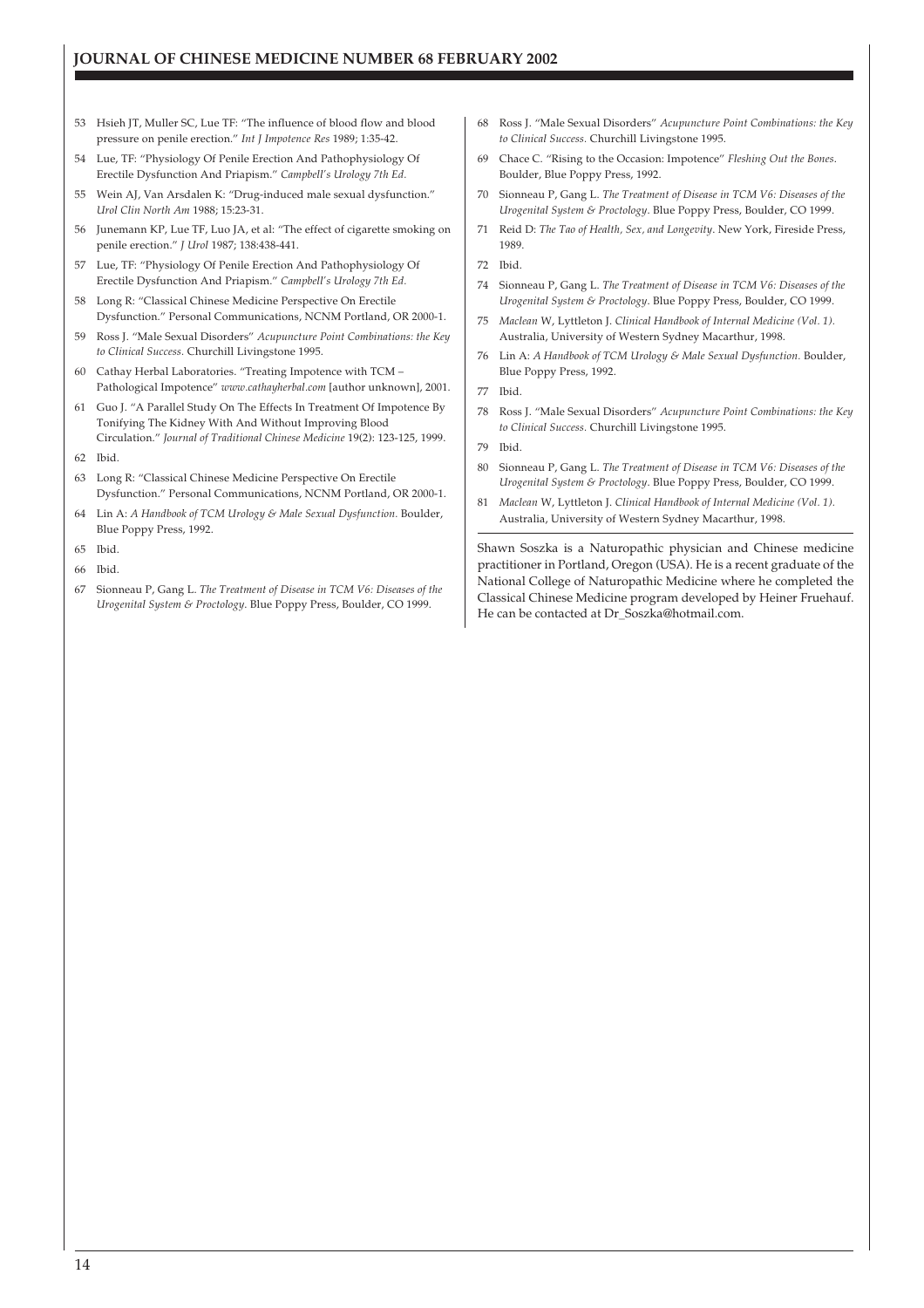53 Hsieh JT, Muller SC, Lue TF: "The influence of blood flow and blood pressure on penile erection." *Int J Impotence Res* 1989; 1:35-42.

54 Lue, TF: "Physiology Of Penile Erection And Pathophysiology Of Erectile Dysfunction And Priapism." *Campbell's Urology 7th Ed.*

55 Wein AJ, Van Arsdalen K: "Drug-induced male sexual dysfunction." *Urol Clin North Am* 1988; 15:23-31.

56 Junemann KP, Lue TF, Luo JA, et al: "The effect of cigarette smoking on penile erection." *J Urol* 1987; 138:438-441.

57 Lue, TF: "Physiology Of Penile Erection And Pathophysiology Of Erectile Dysfunction And Priapism." *Campbell's Urology 7th Ed.*

58 Long R: "Classical Chinese Medicine Perspective On Erectile Dysfunction." Personal Communications, NCNM Portland, OR 2000-1.

59 Ross J. "Male Sexual Disorders" *Acupuncture Point Combinations: the Key to Clinical Success.* Churchill Livingstone 1995.

60 Cathay Herbal Laboratories. "Treating Impotence with TCM – Pathological Impotence" *www.cathayherbal.com* [author unknown], 2001.

61 Guo J. "A Parallel Study On The Effects In Treatment Of Impotence By Tonifying The Kidney With And Without Improving Blood Circulation." *Journal of Traditional Chinese Medicine* 19(2): 123-125, 1999.

62 Ibid.

63 Long R: "Classical Chinese Medicine Perspective On Erectile Dysfunction." Personal Communications, NCNM Portland, OR 2000-1.

64 Lin A: *A Handbook of TCM Urology & Male Sexual Dysfunction.* Boulder, Blue Poppy Press, 1992.

65 Ibid.

66 Ibid.

67 Sionneau P, Gang L. *The Treatment of Disease in TCM V6: Diseases of the Urogenital System & Proctology*. Blue Poppy Press, Boulder, CO 1999.

68 Ross J. "Male Sexual Disorders" *Acupuncture Point Combinations: the Key to Clinical Success.* Churchill Livingstone 1995.

69 Chace C. "Rising to the Occasion: Impotence" *Fleshing Out the Bones.* Boulder, Blue Poppy Press, 1992.

70 Sionneau P, Gang L. *The Treatment of Disease in TCM V6: Diseases of the Urogenital System & Proctology*. Blue Poppy Press, Boulder, CO 1999.

71 Reid D: *The Tao of Health, Sex, and Longevity*. New York, Fireside Press, 1989.

72 Ibid.

74 Sionneau P, Gang L. *The Treatment of Disease in TCM V6: Diseases of the Urogenital System & Proctology*. Blue Poppy Press, Boulder, CO 1999.

75 *Maclean* W, Lyttleton J. *Clinical Handbook of Internal Medicine (Vol. 1).* Australia, University of Western Sydney Macarthur, 1998.

76 Lin A: *A Handbook of TCM Urology & Male Sexual Dysfunction.* Boulder, Blue Poppy Press, 1992.

77 Ibid.

78 Ross J. "Male Sexual Disorders" *Acupuncture Point Combinations: the Key to Clinical Success.* Churchill Livingstone 1995.

79 Ibid.

80 Sionneau P, Gang L. *The Treatment of Disease in TCM V6: Diseases of the Urogenital System & Proctology*. Blue Poppy Press, Boulder, CO 1999.

81 *Maclean* W, Lyttleton J. *Clinical Handbook of Internal Medicine (Vol. 1).* Australia, University of Western Sydney Macarthur, 1998.

---

Shawn Soszka is a Naturopathic physician and Chinese medicine practitioner in Portland, Oregon (USA). He is a recent graduate of the National College of Naturopathic Medicine where he completed the Classical Chinese Medicine program developed by Heiner Fruehauf. He can be contacted at Dr_Soszka@hotmail.com.